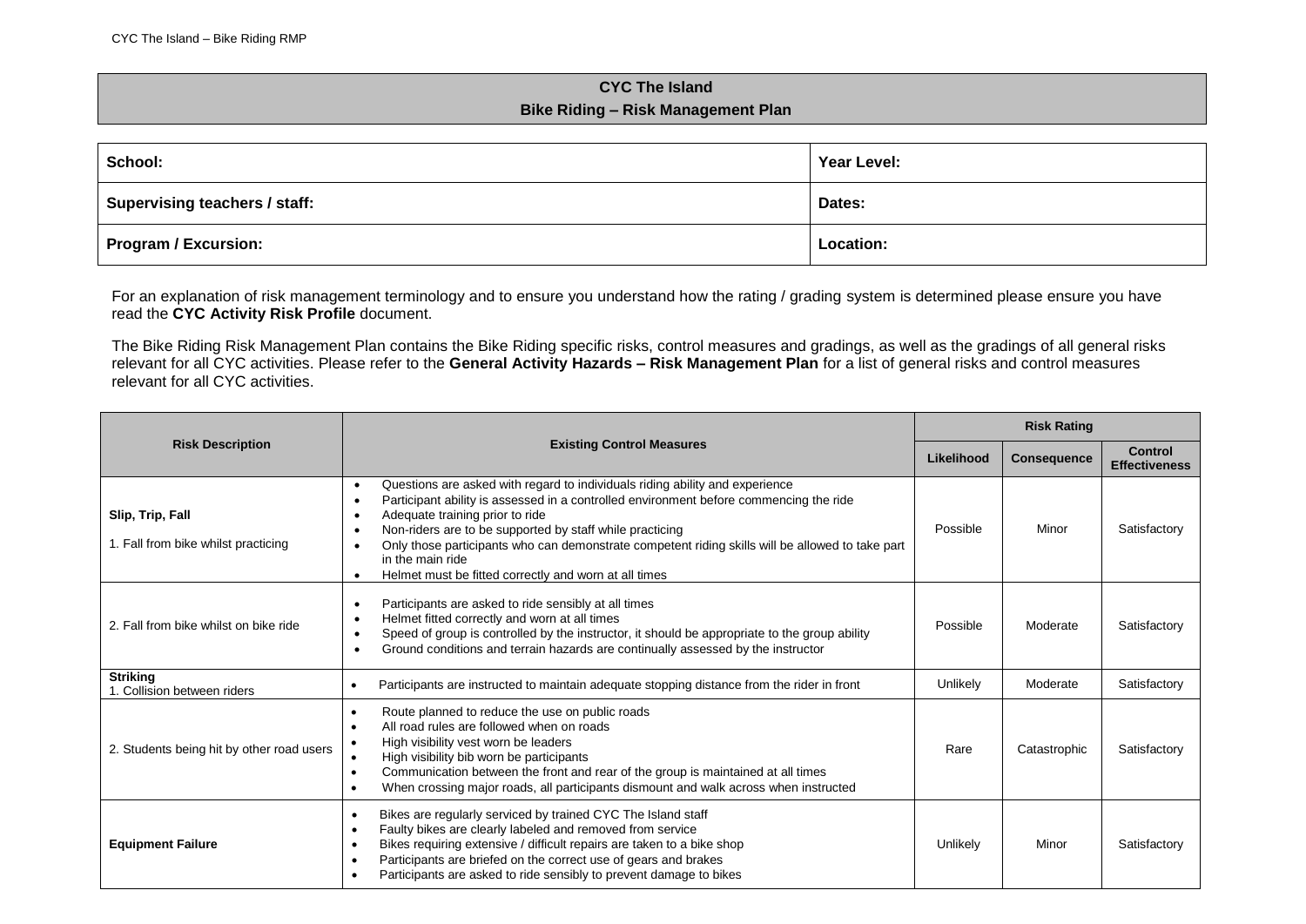# CYC The Island

## Bike Riding – Risk Management Plan

| School: | Year Level: |
|---|---|
| Supervising teachers / staff: | Dates: |
| Program / Excursion: | Location: |

For an explanation of risk management terminology and to ensure you understand how the rating / grading system is determined please ensure you have read the **CYC Activity Risk Profile** document.

The Bike Riding Risk Management Plan contains the Bike Riding specific risks, control measures and gradings, as well as the gradings of all general risks relevant for all CYC activities. Please refer to the **General Activity Hazards – Risk Management Plan** for a list of general risks and control measures relevant for all CYC activities.

| Risk Description | Existing Control Measures | Risk Rating | | |
|---|---|---|---|---|
| | | **Likelihood** | **Consequence** | **Control Effectiveness** |
| **Slip, Trip, Fall**<br>1. Fall from bike whilst practicing | • Questions are asked with regard to individuals riding ability and experience<br>• Participant ability is assessed in a controlled environment before commencing the ride<br>• Adequate training prior to ride<br>• Non-riders are to be supported by staff while practicing<br>• Only those participants who can demonstrate competent riding skills will be allowed to take part in the main ride<br>• Helmet must be fitted correctly and worn at all times | Possible | Minor | Satisfactory |
| 2. Fall from bike whilst on bike ride | • Participants are asked to ride sensibly at all times<br>• Helmet fitted correctly and worn at all times<br>• Speed of group is controlled by the instructor, it should be appropriate to the group ability<br>• Ground conditions and terrain hazards are continually assessed by the instructor | Possible | Moderate | Satisfactory |
| **Striking**<br>1. Collision between riders | • Participants are instructed to maintain adequate stopping distance from the rider in front | Unlikely | Moderate | Satisfactory |
| 2. Students being hit by other road users | • Route planned to reduce the use on public roads<br>• All road rules are followed when on roads<br>• High visibility vest worn be leaders<br>• High visibility bib worn be participants<br>• Communication between the front and rear of the group is maintained at all times<br>• When crossing major roads, all participants dismount and walk across when instructed | Rare | Catastrophic | Satisfactory |
| **Equipment Failure** | • Bikes are regularly serviced by trained CYC The Island staff<br>• Faulty bikes are clearly labeled and removed from service<br>• Bikes requiring extensive / difficult repairs are taken to a bike shop<br>• Participants are briefed on the correct use of gears and brakes<br>• Participants are asked to ride sensibly to prevent damage to bikes | Unlikely | Minor | Satisfactory |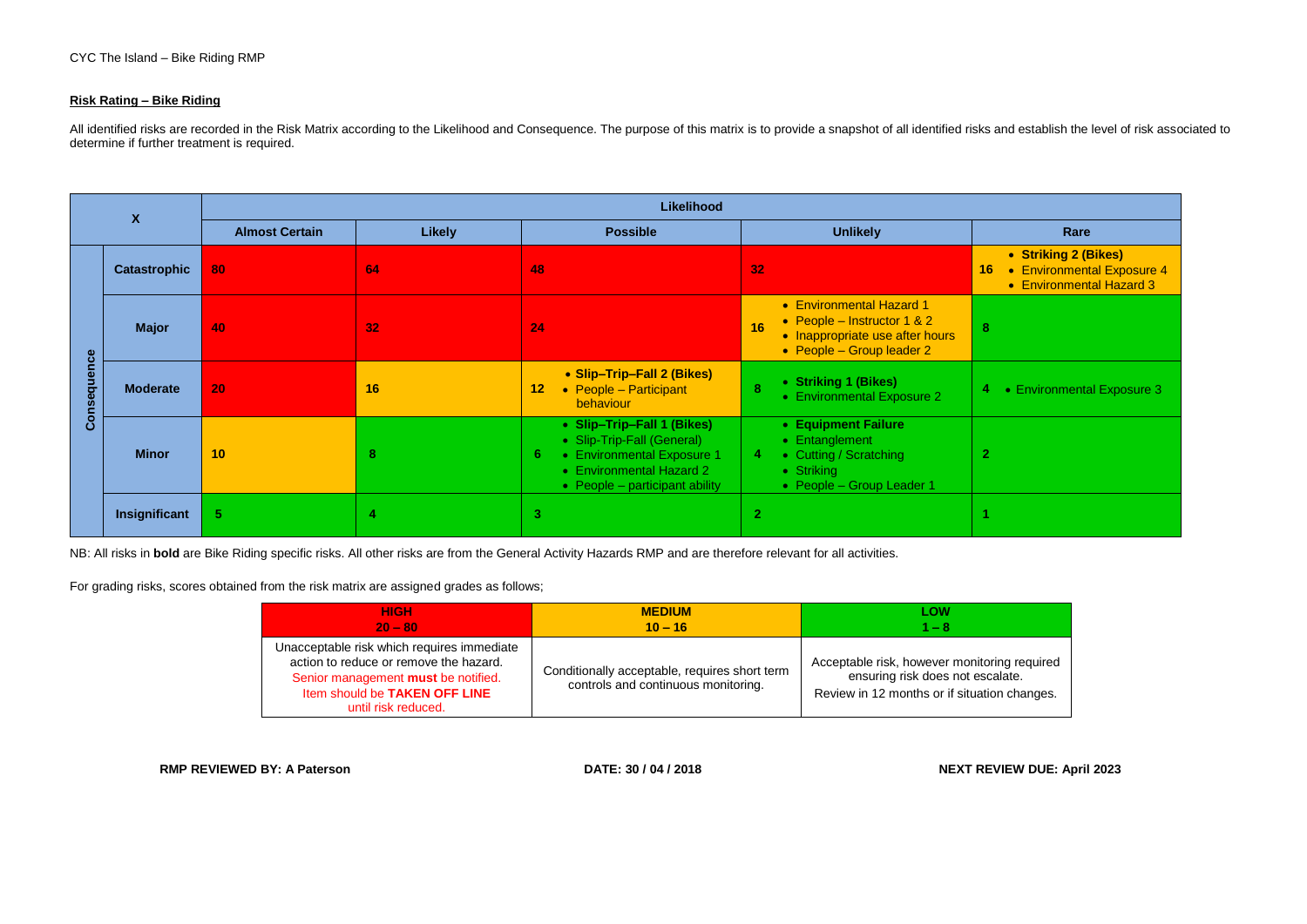CYC The Island – Bike Riding RMP

**Risk Rating – Bike Riding**

All identified risks are recorded in the Risk Matrix according to the Likelihood and Consequence. The purpose of this matrix is to provide a snapshot of all identified risks and establish the level of risk associated to determine if further treatment is required.

| X | | Likelihood | | | | |
|---|---|---|---|---|---|---|
| | | **Almost Certain** | **Likely** | **Possible** | **Unlikely** | **Rare** |
| **Consequence** | **Catastrophic** | 80 | 64 | 48 | 32 | 16 • **Striking 2 (Bikes)** • Environmental Exposure 4 • Environmental Hazard 3 |
| | **Major** | 40 | 32 | 24 | 16 • Environmental Hazard 1 • People – Instructor 1 & 2 • Inappropriate use after hours • People – Group leader 2 | 8 |
| | **Moderate** | 20 | 16 | 12 • **Slip–Trip–Fall 2 (Bikes)** • People – Participant behaviour | 8 • **Striking 1 (Bikes)** • Environmental Exposure 2 | 4 • Environmental Exposure 3 |
| | **Minor** | 10 | 8 | 6 • **Slip–Trip–Fall 1 (Bikes)** • Slip-Trip-Fall (General) • Environmental Exposure 1 • Environmental Hazard 2 • People – participant ability | 4 • **Equipment Failure** • Entanglement • Cutting / Scratching • Striking • People – Group Leader 1 | 2 |
| | **Insignificant** | 5 | 4 | 3 | 2 | 1 |

NB: All risks in **bold** are Bike Riding specific risks. All other risks are from the General Activity Hazards RMP and are therefore relevant for all activities.

For grading risks, scores obtained from the risk matrix are assigned grades as follows;

| **HIGH** 20 – 80 | **MEDIUM** 10 – 16 | **LOW** 1 – 8 |
|---|---|---|
| Unacceptable risk which requires immediate action to reduce or remove the hazard. Senior management **must** be notified. Item should be **TAKEN OFF LINE** until risk reduced. | Conditionally acceptable, requires short term controls and continuous monitoring. | Acceptable risk, however monitoring required ensuring risk does not escalate. Review in 12 months or if situation changes. |

**RMP REVIEWED BY: A Paterson** **DATE: 30 / 04 / 2018** **NEXT REVIEW DUE: April 2023**